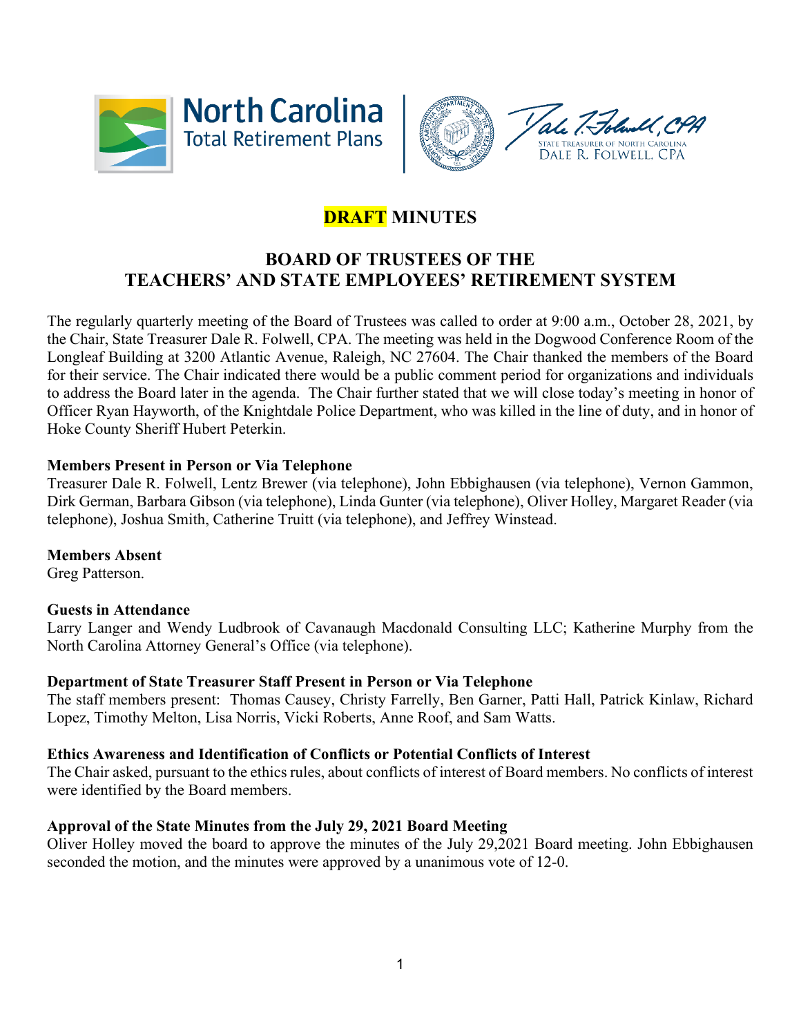# DRAFT MINUTES

## BOARD OF TRUSTEES OF THE TEACHERS' AND STATE EMPLOYEES' RETIREMENT SYSTEM

The regularly quarterly meeting of the Board of Trustees was called to order at 9:00 a.m., October 28, 2021, by the Chair, State Treasurer Dale R. Folwell, CPA. The meeting was held in the Dogwood Conference Room of the Longleaf Building at 3200 Atlantic Avenue, Raleigh, NC 27604. The Chair thanked the members of the Board for their service. The Chair indicated there would be a public comment period for organizations and individuals to address the Board later in the agenda. The Chair further stated that we will close today's meeting in honor of Officer Ryan Hayworth, of the Knightdale Police Department, who was killed in the line of duty, and in honor of Hoke County Sheriff Hubert Peterkin.

**Members Present in Person or Via Telephone**
Treasurer Dale R. Folwell, Lentz Brewer (via telephone), John Ebbighausen (via telephone), Vernon Gammon, Dirk German, Barbara Gibson (via telephone), Linda Gunter (via telephone), Oliver Holley, Margaret Reader (via telephone), Joshua Smith, Catherine Truitt (via telephone), and Jeffrey Winstead.

**Members Absent**
Greg Patterson.

**Guests in Attendance**
Larry Langer and Wendy Ludbrook of Cavanaugh Macdonald Consulting LLC; Katherine Murphy from the North Carolina Attorney General's Office (via telephone).

**Department of State Treasurer Staff Present in Person or Via Telephone**
The staff members present: Thomas Causey, Christy Farrelly, Ben Garner, Patti Hall, Patrick Kinlaw, Richard Lopez, Timothy Melton, Lisa Norris, Vicki Roberts, Anne Roof, and Sam Watts.

**Ethics Awareness and Identification of Conflicts or Potential Conflicts of Interest**
The Chair asked, pursuant to the ethics rules, about conflicts of interest of Board members. No conflicts of interest were identified by the Board members.

**Approval of the State Minutes from the July 29, 2021 Board Meeting**
Oliver Holley moved the board to approve the minutes of the July 29,2021 Board meeting. John Ebbighausen seconded the motion, and the minutes were approved by a unanimous vote of 12-0.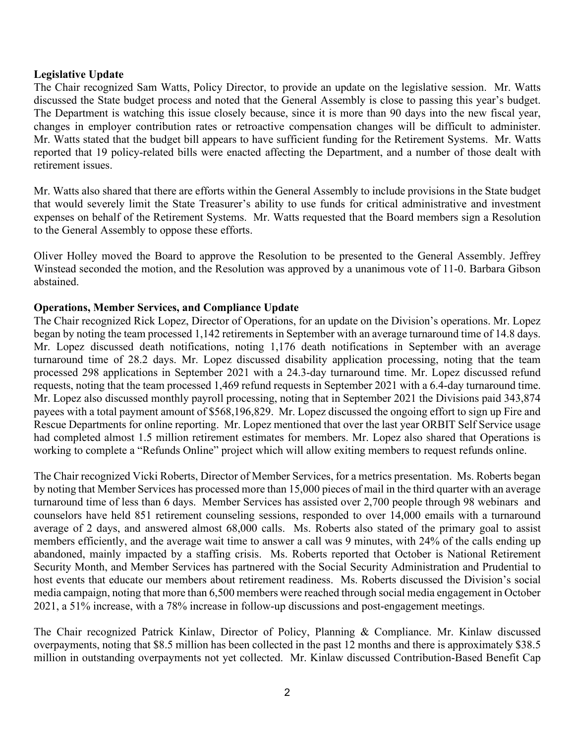**Legislative Update**

The Chair recognized Sam Watts, Policy Director, to provide an update on the legislative session. Mr. Watts discussed the State budget process and noted that the General Assembly is close to passing this year's budget. The Department is watching this issue closely because, since it is more than 90 days into the new fiscal year, changes in employer contribution rates or retroactive compensation changes will be difficult to administer. Mr. Watts stated that the budget bill appears to have sufficient funding for the Retirement Systems. Mr. Watts reported that 19 policy-related bills were enacted affecting the Department, and a number of those dealt with retirement issues.

Mr. Watts also shared that there are efforts within the General Assembly to include provisions in the State budget that would severely limit the State Treasurer's ability to use funds for critical administrative and investment expenses on behalf of the Retirement Systems. Mr. Watts requested that the Board members sign a Resolution to the General Assembly to oppose these efforts.

Oliver Holley moved the Board to approve the Resolution to be presented to the General Assembly. Jeffrey Winstead seconded the motion, and the Resolution was approved by a unanimous vote of 11-0. Barbara Gibson abstained.

**Operations, Member Services, and Compliance Update**

The Chair recognized Rick Lopez, Director of Operations, for an update on the Division's operations. Mr. Lopez began by noting the team processed 1,142 retirements in September with an average turnaround time of 14.8 days. Mr. Lopez discussed death notifications, noting 1,176 death notifications in September with an average turnaround time of 28.2 days. Mr. Lopez discussed disability application processing, noting that the team processed 298 applications in September 2021 with a 24.3-day turnaround time. Mr. Lopez discussed refund requests, noting that the team processed 1,469 refund requests in September 2021 with a 6.4-day turnaround time. Mr. Lopez also discussed monthly payroll processing, noting that in September 2021 the Divisions paid 343,874 payees with a total payment amount of $568,196,829. Mr. Lopez discussed the ongoing effort to sign up Fire and Rescue Departments for online reporting. Mr. Lopez mentioned that over the last year ORBIT Self Service usage had completed almost 1.5 million retirement estimates for members. Mr. Lopez also shared that Operations is working to complete a "Refunds Online" project which will allow exiting members to request refunds online.

The Chair recognized Vicki Roberts, Director of Member Services, for a metrics presentation. Ms. Roberts began by noting that Member Services has processed more than 15,000 pieces of mail in the third quarter with an average turnaround time of less than 6 days. Member Services has assisted over 2,700 people through 98 webinars and counselors have held 851 retirement counseling sessions, responded to over 14,000 emails with a turnaround average of 2 days, and answered almost 68,000 calls. Ms. Roberts also stated of the primary goal to assist members efficiently, and the average wait time to answer a call was 9 minutes, with 24% of the calls ending up abandoned, mainly impacted by a staffing crisis. Ms. Roberts reported that October is National Retirement Security Month, and Member Services has partnered with the Social Security Administration and Prudential to host events that educate our members about retirement readiness. Ms. Roberts discussed the Division's social media campaign, noting that more than 6,500 members were reached through social media engagement in October 2021, a 51% increase, with a 78% increase in follow-up discussions and post-engagement meetings.

The Chair recognized Patrick Kinlaw, Director of Policy, Planning & Compliance. Mr. Kinlaw discussed overpayments, noting that $8.5 million has been collected in the past 12 months and there is approximately $38.5 million in outstanding overpayments not yet collected. Mr. Kinlaw discussed Contribution-Based Benefit Cap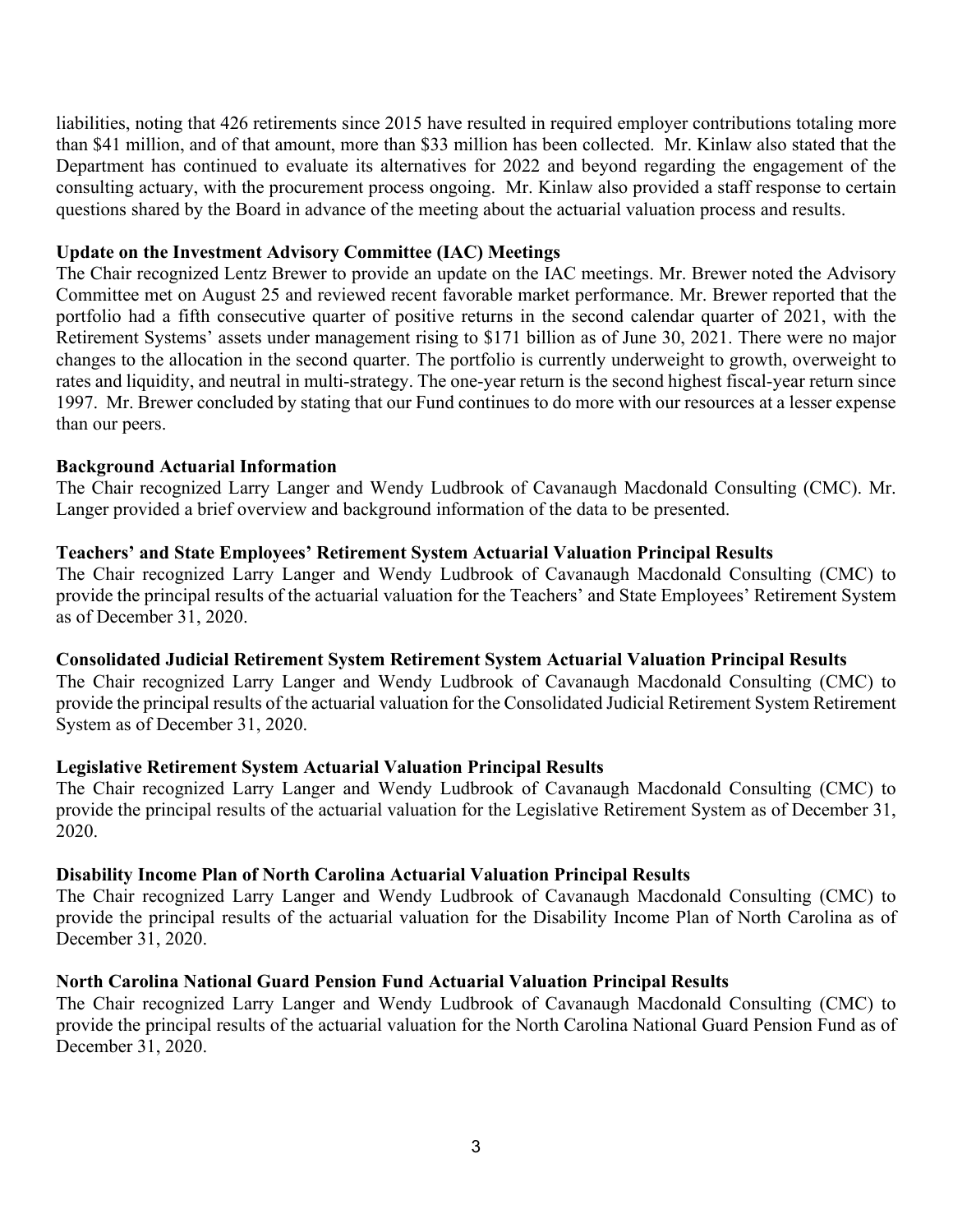liabilities, noting that 426 retirements since 2015 have resulted in required employer contributions totaling more than $41 million, and of that amount, more than $33 million has been collected. Mr. Kinlaw also stated that the Department has continued to evaluate its alternatives for 2022 and beyond regarding the engagement of the consulting actuary, with the procurement process ongoing. Mr. Kinlaw also provided a staff response to certain questions shared by the Board in advance of the meeting about the actuarial valuation process and results.

**Update on the Investment Advisory Committee (IAC) Meetings**

The Chair recognized Lentz Brewer to provide an update on the IAC meetings. Mr. Brewer noted the Advisory Committee met on August 25 and reviewed recent favorable market performance. Mr. Brewer reported that the portfolio had a fifth consecutive quarter of positive returns in the second calendar quarter of 2021, with the Retirement Systems' assets under management rising to $171 billion as of June 30, 2021. There were no major changes to the allocation in the second quarter. The portfolio is currently underweight to growth, overweight to rates and liquidity, and neutral in multi-strategy. The one-year return is the second highest fiscal-year return since 1997. Mr. Brewer concluded by stating that our Fund continues to do more with our resources at a lesser expense than our peers.

**Background Actuarial Information**

The Chair recognized Larry Langer and Wendy Ludbrook of Cavanaugh Macdonald Consulting (CMC). Mr. Langer provided a brief overview and background information of the data to be presented.

**Teachers' and State Employees' Retirement System Actuarial Valuation Principal Results**

The Chair recognized Larry Langer and Wendy Ludbrook of Cavanaugh Macdonald Consulting (CMC) to provide the principal results of the actuarial valuation for the Teachers' and State Employees' Retirement System as of December 31, 2020.

**Consolidated Judicial Retirement System Retirement System Actuarial Valuation Principal Results**

The Chair recognized Larry Langer and Wendy Ludbrook of Cavanaugh Macdonald Consulting (CMC) to provide the principal results of the actuarial valuation for the Consolidated Judicial Retirement System Retirement System as of December 31, 2020.

**Legislative Retirement System Actuarial Valuation Principal Results**

The Chair recognized Larry Langer and Wendy Ludbrook of Cavanaugh Macdonald Consulting (CMC) to provide the principal results of the actuarial valuation for the Legislative Retirement System as of December 31, 2020.

**Disability Income Plan of North Carolina Actuarial Valuation Principal Results**

The Chair recognized Larry Langer and Wendy Ludbrook of Cavanaugh Macdonald Consulting (CMC) to provide the principal results of the actuarial valuation for the Disability Income Plan of North Carolina as of December 31, 2020.

**North Carolina National Guard Pension Fund Actuarial Valuation Principal Results**

The Chair recognized Larry Langer and Wendy Ludbrook of Cavanaugh Macdonald Consulting (CMC) to provide the principal results of the actuarial valuation for the North Carolina National Guard Pension Fund as of December 31, 2020.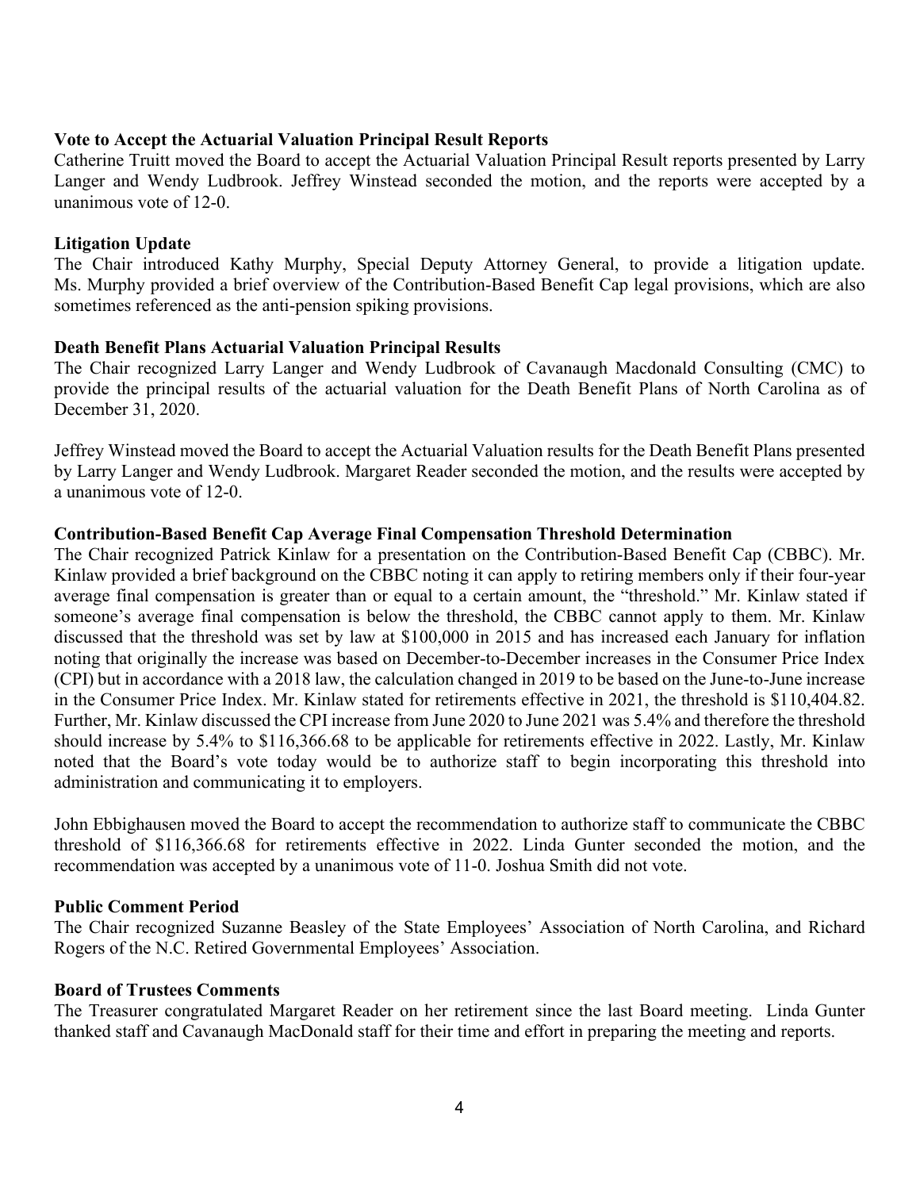**Vote to Accept the Actuarial Valuation Principal Result Reports**

Catherine Truitt moved the Board to accept the Actuarial Valuation Principal Result reports presented by Larry Langer and Wendy Ludbrook. Jeffrey Winstead seconded the motion, and the reports were accepted by a unanimous vote of 12-0.

**Litigation Update**

The Chair introduced Kathy Murphy, Special Deputy Attorney General, to provide a litigation update. Ms. Murphy provided a brief overview of the Contribution-Based Benefit Cap legal provisions, which are also sometimes referenced as the anti-pension spiking provisions.

**Death Benefit Plans Actuarial Valuation Principal Results**

The Chair recognized Larry Langer and Wendy Ludbrook of Cavanaugh Macdonald Consulting (CMC) to provide the principal results of the actuarial valuation for the Death Benefit Plans of North Carolina as of December 31, 2020.

Jeffrey Winstead moved the Board to accept the Actuarial Valuation results for the Death Benefit Plans presented by Larry Langer and Wendy Ludbrook. Margaret Reader seconded the motion, and the results were accepted by a unanimous vote of 12-0.

**Contribution-Based Benefit Cap Average Final Compensation Threshold Determination**

The Chair recognized Patrick Kinlaw for a presentation on the Contribution-Based Benefit Cap (CBBC). Mr. Kinlaw provided a brief background on the CBBC noting it can apply to retiring members only if their four-year average final compensation is greater than or equal to a certain amount, the "threshold." Mr. Kinlaw stated if someone's average final compensation is below the threshold, the CBBC cannot apply to them. Mr. Kinlaw discussed that the threshold was set by law at $100,000 in 2015 and has increased each January for inflation noting that originally the increase was based on December-to-December increases in the Consumer Price Index (CPI) but in accordance with a 2018 law, the calculation changed in 2019 to be based on the June-to-June increase in the Consumer Price Index. Mr. Kinlaw stated for retirements effective in 2021, the threshold is $110,404.82. Further, Mr. Kinlaw discussed the CPI increase from June 2020 to June 2021 was 5.4% and therefore the threshold should increase by 5.4% to $116,366.68 to be applicable for retirements effective in 2022. Lastly, Mr. Kinlaw noted that the Board's vote today would be to authorize staff to begin incorporating this threshold into administration and communicating it to employers.

John Ebbighausen moved the Board to accept the recommendation to authorize staff to communicate the CBBC threshold of $116,366.68 for retirements effective in 2022. Linda Gunter seconded the motion, and the recommendation was accepted by a unanimous vote of 11-0. Joshua Smith did not vote.

**Public Comment Period**

The Chair recognized Suzanne Beasley of the State Employees' Association of North Carolina, and Richard Rogers of the N.C. Retired Governmental Employees' Association.

**Board of Trustees Comments**

The Treasurer congratulated Margaret Reader on her retirement since the last Board meeting. Linda Gunter thanked staff and Cavanaugh MacDonald staff for their time and effort in preparing the meeting and reports.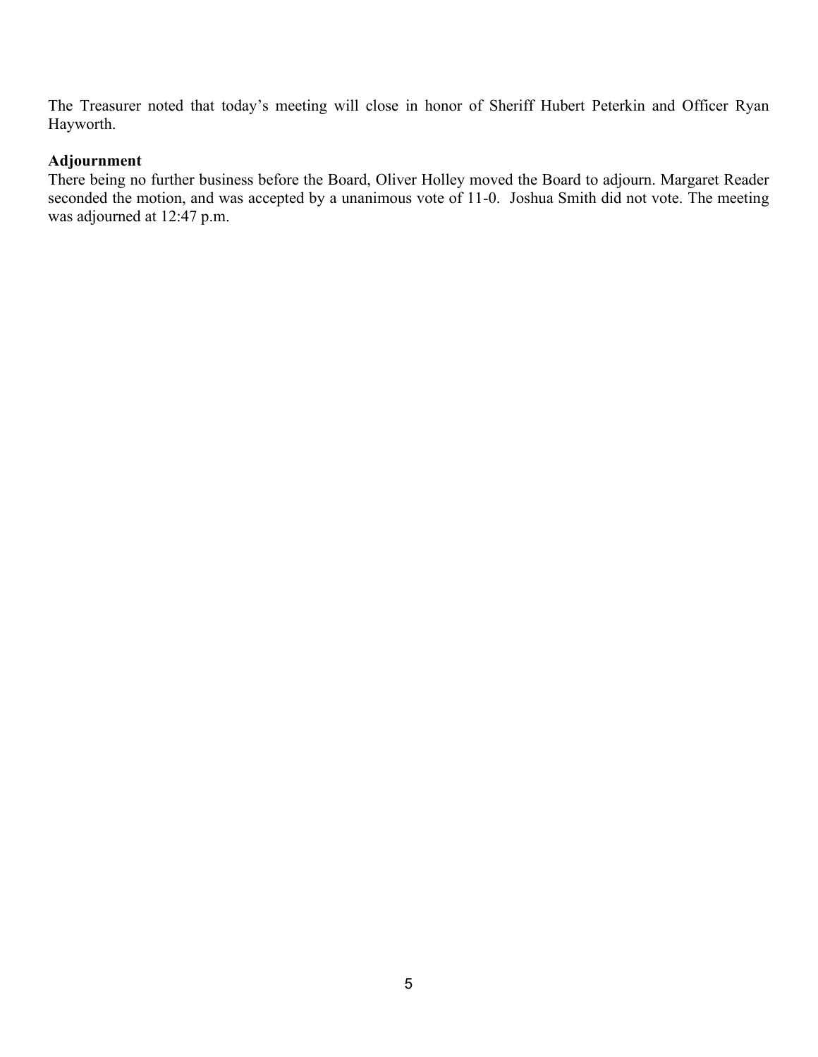The Treasurer noted that today's meeting will close in honor of Sheriff Hubert Peterkin and Officer Ryan Hayworth.

**Adjournment**

There being no further business before the Board, Oliver Holley moved the Board to adjourn. Margaret Reader seconded the motion, and was accepted by a unanimous vote of 11-0. Joshua Smith did not vote. The meeting was adjourned at 12:47 p.m.